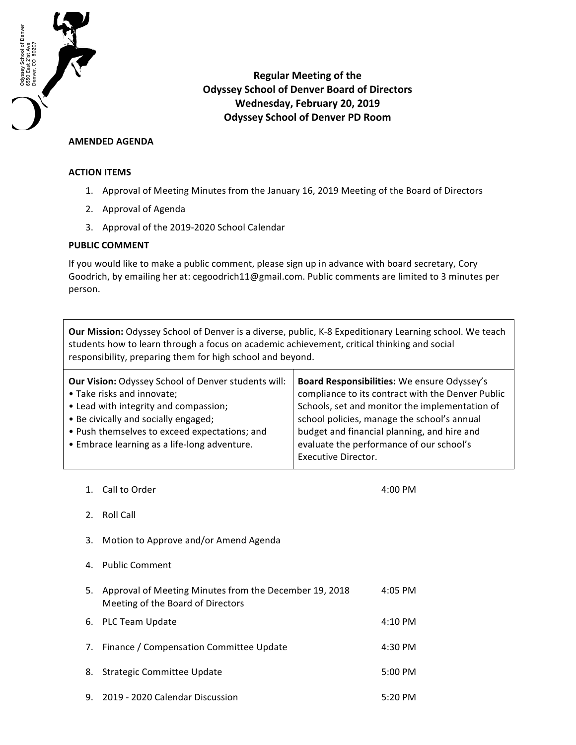**Regular Meeting of the**
**Odyssey School of Denver Board of Directors**
**Wednesday, February 20, 2019**
**Odyssey School of Denver PD Room**

Odyssey School of Denver
6550 East 21st Ave
Denver, CO 80207

**AMENDED AGENDA**

**ACTION ITEMS**

1. Approval of Meeting Minutes from the January 16, 2019 Meeting of the Board of Directors
2. Approval of Agenda
3. Approval of the 2019-2020 School Calendar

**PUBLIC COMMENT**

If you would like to make a public comment, please sign up in advance with board secretary, Cory Goodrich, by emailing her at: cegoodrich11@gmail.com. Public comments are limited to 3 minutes per person.

**Our Mission:** Odyssey School of Denver is a diverse, public, K-8 Expeditionary Learning school. We teach students how to learn through a focus on academic achievement, critical thinking and social responsibility, preparing them for high school and beyond.

**Our Vision:** Odyssey School of Denver students will:
- Take risks and innovate;
- Lead with integrity and compassion;
- Be civically and socially engaged;
- Push themselves to exceed expectations; and
- Embrace learning as a life-long adventure.

**Board Responsibilities:** We ensure Odyssey's compliance to its contract with the Denver Public Schools, set and monitor the implementation of school policies, manage the school's annual budget and financial planning, and hire and evaluate the performance of our school's Executive Director.

| | Item | Time |
|---|---|---|
| 1. | Call to Order | 4:00 PM |
| 2. | Roll Call | |
| 3. | Motion to Approve and/or Amend Agenda | |
| 4. | Public Comment | |
| 5. | Approval of Meeting Minutes from the December 19, 2018 Meeting of the Board of Directors | 4:05 PM |
| 6. | PLC Team Update | 4:10 PM |
| 7. | Finance / Compensation Committee Update | 4:30 PM |
| 8. | Strategic Committee Update | 5:00 PM |
| 9. | 2019 - 2020 Calendar Discussion | 5:20 PM |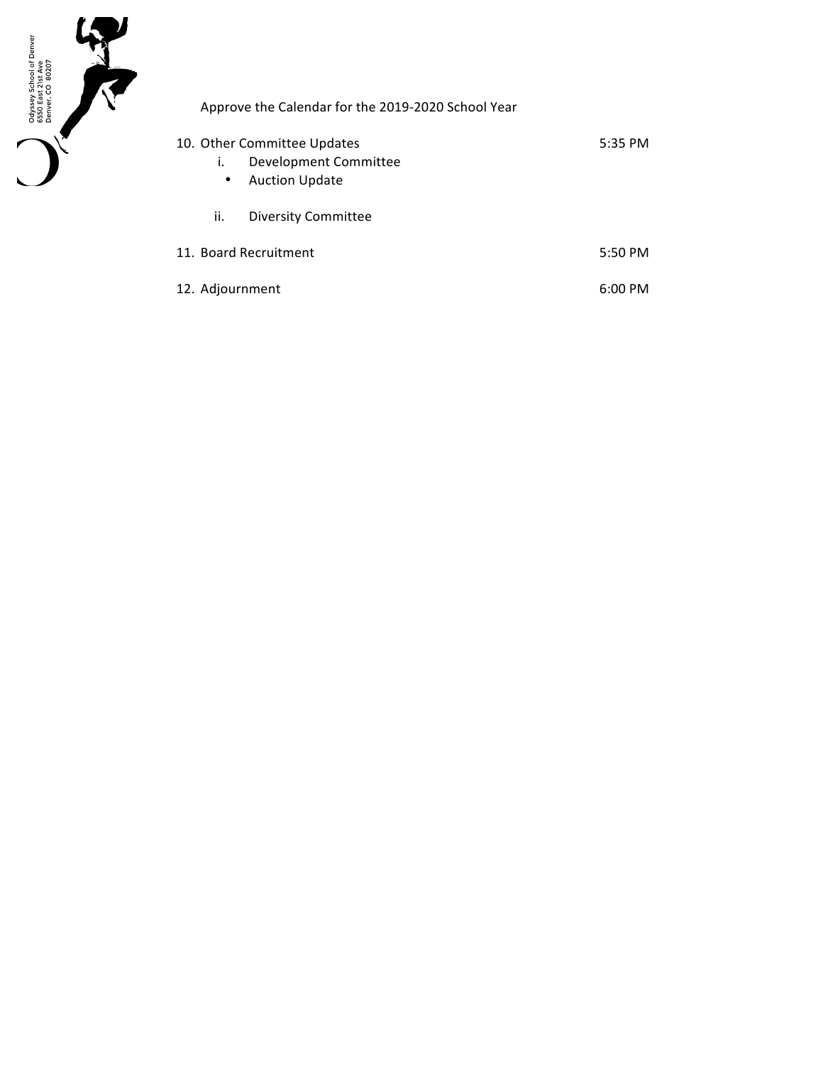Approve the Calendar for the 2019-2020 School Year

10. Other Committee Updates 5:35 PM
    i. Development Committee
        - Auction Update

    ii. Diversity Committee

11. Board Recruitment 5:50 PM

12. Adjournment 6:00 PM